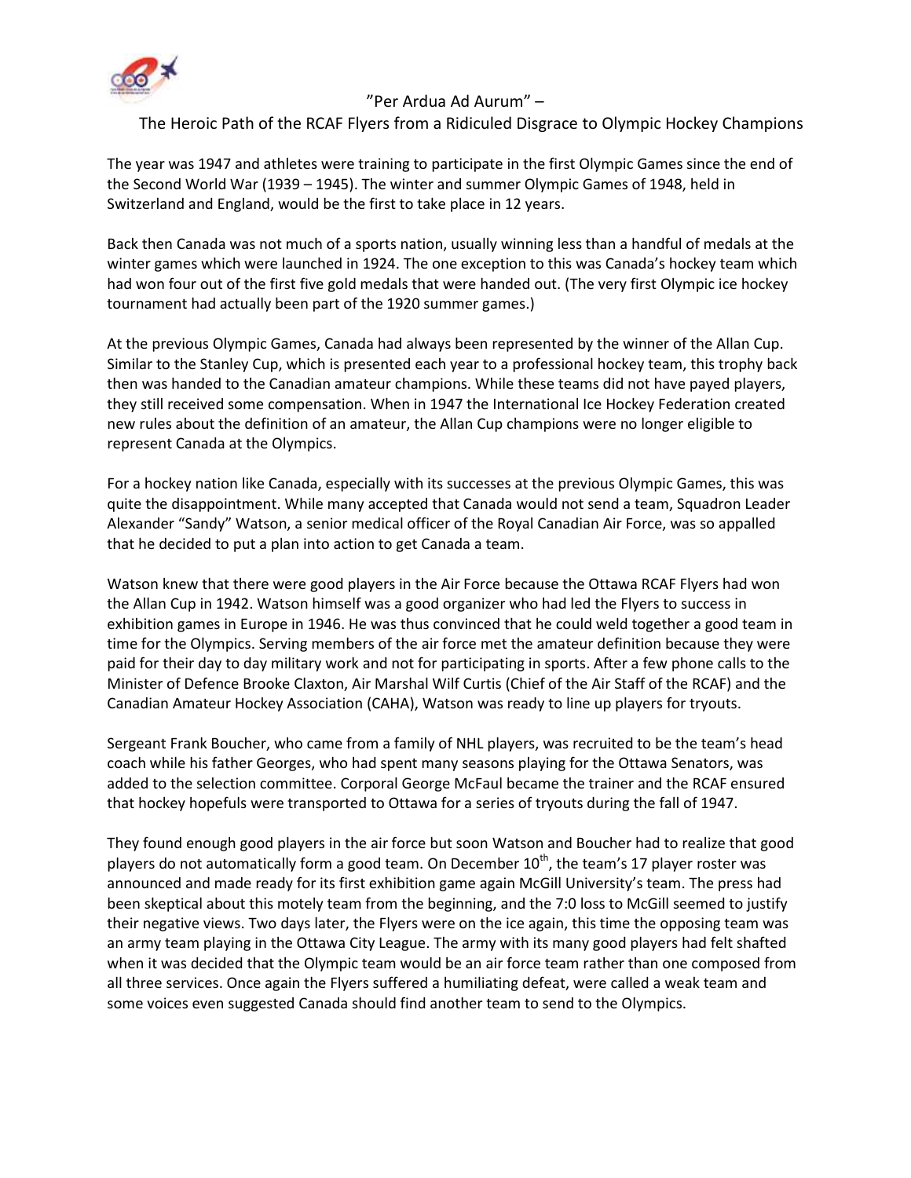# "Per Ardua Ad Aurum" –

## The Heroic Path of the RCAF Flyers from a Ridiculed Disgrace to Olympic Hockey Champions

The year was 1947 and athletes were training to participate in the first Olympic Games since the end of the Second World War (1939 – 1945). The winter and summer Olympic Games of 1948, held in Switzerland and England, would be the first to take place in 12 years.

Back then Canada was not much of a sports nation, usually winning less than a handful of medals at the winter games which were launched in 1924. The one exception to this was Canada's hockey team which had won four out of the first five gold medals that were handed out. (The very first Olympic ice hockey tournament had actually been part of the 1920 summer games.)

At the previous Olympic Games, Canada had always been represented by the winner of the Allan Cup. Similar to the Stanley Cup, which is presented each year to a professional hockey team, this trophy back then was handed to the Canadian amateur champions. While these teams did not have payed players, they still received some compensation. When in 1947 the International Ice Hockey Federation created new rules about the definition of an amateur, the Allan Cup champions were no longer eligible to represent Canada at the Olympics.

For a hockey nation like Canada, especially with its successes at the previous Olympic Games, this was quite the disappointment. While many accepted that Canada would not send a team, Squadron Leader Alexander "Sandy" Watson, a senior medical officer of the Royal Canadian Air Force, was so appalled that he decided to put a plan into action to get Canada a team.

Watson knew that there were good players in the Air Force because the Ottawa RCAF Flyers had won the Allan Cup in 1942. Watson himself was a good organizer who had led the Flyers to success in exhibition games in Europe in 1946. He was thus convinced that he could weld together a good team in time for the Olympics. Serving members of the air force met the amateur definition because they were paid for their day to day military work and not for participating in sports. After a few phone calls to the Minister of Defence Brooke Claxton, Air Marshal Wilf Curtis (Chief of the Air Staff of the RCAF) and the Canadian Amateur Hockey Association (CAHA), Watson was ready to line up players for tryouts.

Sergeant Frank Boucher, who came from a family of NHL players, was recruited to be the team's head coach while his father Georges, who had spent many seasons playing for the Ottawa Senators, was added to the selection committee. Corporal George McFaul became the trainer and the RCAF ensured that hockey hopefuls were transported to Ottawa for a series of tryouts during the fall of 1947.

They found enough good players in the air force but soon Watson and Boucher had to realize that good players do not automatically form a good team. On December 10th, the team's 17 player roster was announced and made ready for its first exhibition game again McGill University's team. The press had been skeptical about this motely team from the beginning, and the 7:0 loss to McGill seemed to justify their negative views. Two days later, the Flyers were on the ice again, this time the opposing team was an army team playing in the Ottawa City League. The army with its many good players had felt shafted when it was decided that the Olympic team would be an air force team rather than one composed from all three services. Once again the Flyers suffered a humiliating defeat, were called a weak team and some voices even suggested Canada should find another team to send to the Olympics.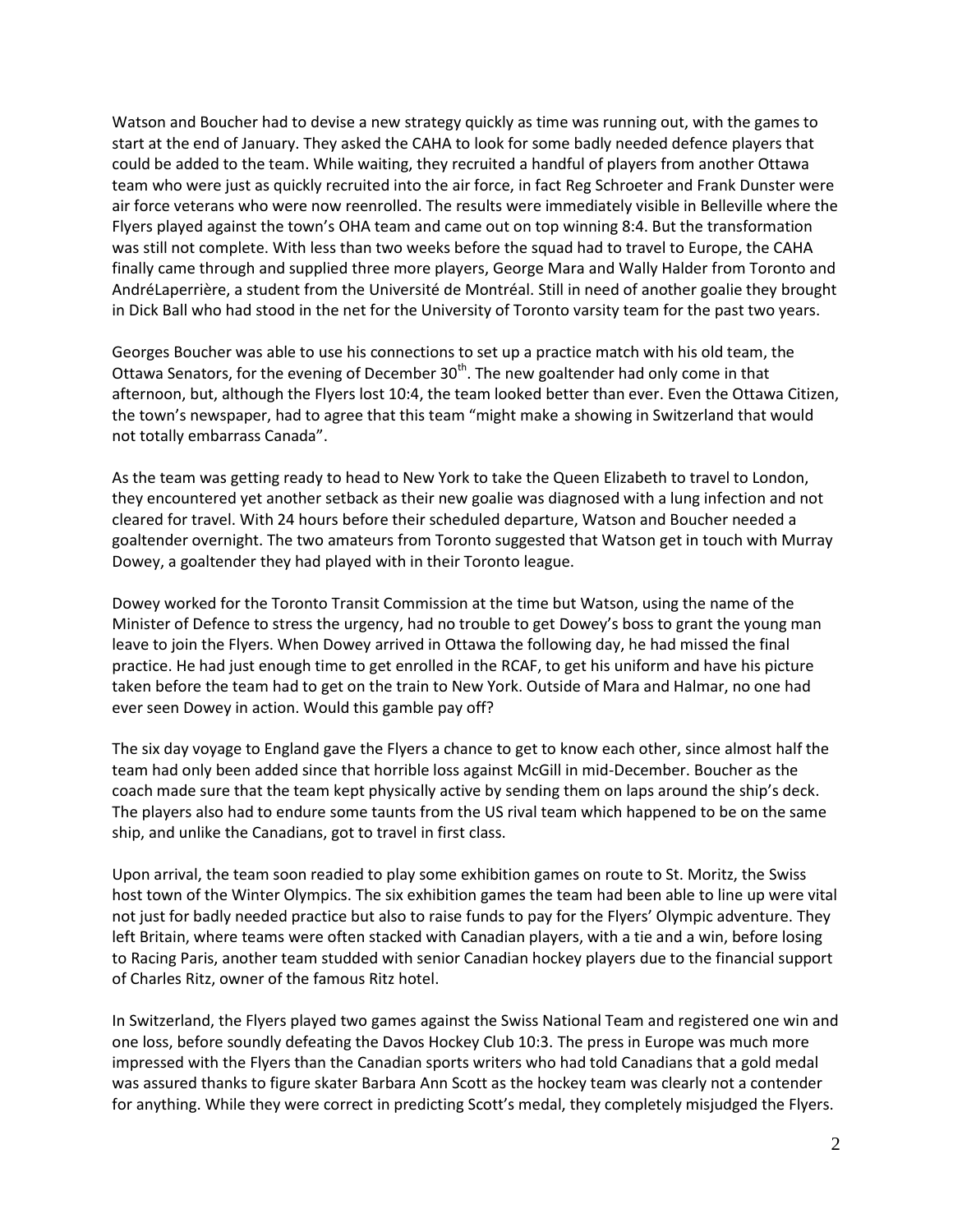Watson and Boucher had to devise a new strategy quickly as time was running out, with the games to start at the end of January. They asked the CAHA to look for some badly needed defence players that could be added to the team. While waiting, they recruited a handful of players from another Ottawa team who were just as quickly recruited into the air force, in fact Reg Schroeter and Frank Dunster were air force veterans who were now reenrolled. The results were immediately visible in Belleville where the Flyers played against the town's OHA team and came out on top winning 8:4. But the transformation was still not complete. With less than two weeks before the squad had to travel to Europe, the CAHA finally came through and supplied three more players, George Mara and Wally Halder from Toronto and AndréLaperrière, a student from the Université de Montréal. Still in need of another goalie they brought in Dick Ball who had stood in the net for the University of Toronto varsity team for the past two years.

Georges Boucher was able to use his connections to set up a practice match with his old team, the Ottawa Senators, for the evening of December 30th. The new goaltender had only come in that afternoon, but, although the Flyers lost 10:4, the team looked better than ever. Even the Ottawa Citizen, the town's newspaper, had to agree that this team "might make a showing in Switzerland that would not totally embarrass Canada".

As the team was getting ready to head to New York to take the Queen Elizabeth to travel to London, they encountered yet another setback as their new goalie was diagnosed with a lung infection and not cleared for travel. With 24 hours before their scheduled departure, Watson and Boucher needed a goaltender overnight. The two amateurs from Toronto suggested that Watson get in touch with Murray Dowey, a goaltender they had played with in their Toronto league.

Dowey worked for the Toronto Transit Commission at the time but Watson, using the name of the Minister of Defence to stress the urgency, had no trouble to get Dowey's boss to grant the young man leave to join the Flyers. When Dowey arrived in Ottawa the following day, he had missed the final practice. He had just enough time to get enrolled in the RCAF, to get his uniform and have his picture taken before the team had to get on the train to New York. Outside of Mara and Halmar, no one had ever seen Dowey in action. Would this gamble pay off?

The six day voyage to England gave the Flyers a chance to get to know each other, since almost half the team had only been added since that horrible loss against McGill in mid-December. Boucher as the coach made sure that the team kept physically active by sending them on laps around the ship's deck. The players also had to endure some taunts from the US rival team which happened to be on the same ship, and unlike the Canadians, got to travel in first class.

Upon arrival, the team soon readied to play some exhibition games on route to St. Moritz, the Swiss host town of the Winter Olympics. The six exhibition games the team had been able to line up were vital not just for badly needed practice but also to raise funds to pay for the Flyers' Olympic adventure. They left Britain, where teams were often stacked with Canadian players, with a tie and a win, before losing to Racing Paris, another team studded with senior Canadian hockey players due to the financial support of Charles Ritz, owner of the famous Ritz hotel.

In Switzerland, the Flyers played two games against the Swiss National Team and registered one win and one loss, before soundly defeating the Davos Hockey Club 10:3. The press in Europe was much more impressed with the Flyers than the Canadian sports writers who had told Canadians that a gold medal was assured thanks to figure skater Barbara Ann Scott as the hockey team was clearly not a contender for anything. While they were correct in predicting Scott's medal, they completely misjudged the Flyers.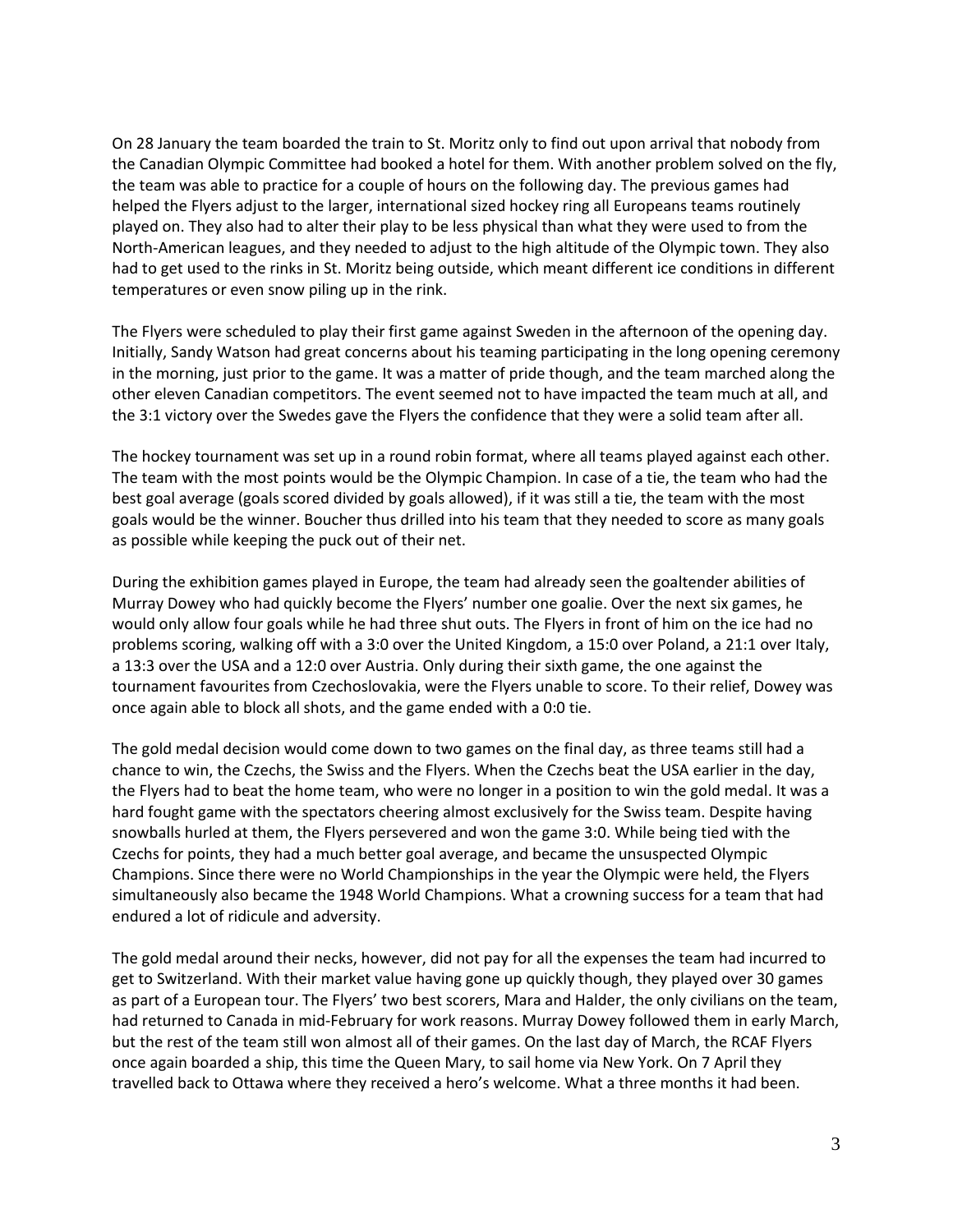On 28 January the team boarded the train to St. Moritz only to find out upon arrival that nobody from the Canadian Olympic Committee had booked a hotel for them. With another problem solved on the fly, the team was able to practice for a couple of hours on the following day. The previous games had helped the Flyers adjust to the larger, international sized hockey ring all Europeans teams routinely played on. They also had to alter their play to be less physical than what they were used to from the North-American leagues, and they needed to adjust to the high altitude of the Olympic town. They also had to get used to the rinks in St. Moritz being outside, which meant different ice conditions in different temperatures or even snow piling up in the rink.

The Flyers were scheduled to play their first game against Sweden in the afternoon of the opening day. Initially, Sandy Watson had great concerns about his teaming participating in the long opening ceremony in the morning, just prior to the game. It was a matter of pride though, and the team marched along the other eleven Canadian competitors. The event seemed not to have impacted the team much at all, and the 3:1 victory over the Swedes gave the Flyers the confidence that they were a solid team after all.

The hockey tournament was set up in a round robin format, where all teams played against each other. The team with the most points would be the Olympic Champion. In case of a tie, the team who had the best goal average (goals scored divided by goals allowed), if it was still a tie, the team with the most goals would be the winner. Boucher thus drilled into his team that they needed to score as many goals as possible while keeping the puck out of their net.

During the exhibition games played in Europe, the team had already seen the goaltender abilities of Murray Dowey who had quickly become the Flyers' number one goalie. Over the next six games, he would only allow four goals while he had three shut outs. The Flyers in front of him on the ice had no problems scoring, walking off with a 3:0 over the United Kingdom, a 15:0 over Poland, a 21:1 over Italy, a 13:3 over the USA and a 12:0 over Austria. Only during their sixth game, the one against the tournament favourites from Czechoslovakia, were the Flyers unable to score. To their relief, Dowey was once again able to block all shots, and the game ended with a 0:0 tie.

The gold medal decision would come down to two games on the final day, as three teams still had a chance to win, the Czechs, the Swiss and the Flyers. When the Czechs beat the USA earlier in the day, the Flyers had to beat the home team, who were no longer in a position to win the gold medal. It was a hard fought game with the spectators cheering almost exclusively for the Swiss team. Despite having snowballs hurled at them, the Flyers persevered and won the game 3:0. While being tied with the Czechs for points, they had a much better goal average, and became the unsuspected Olympic Champions. Since there were no World Championships in the year the Olympic were held, the Flyers simultaneously also became the 1948 World Champions. What a crowning success for a team that had endured a lot of ridicule and adversity.

The gold medal around their necks, however, did not pay for all the expenses the team had incurred to get to Switzerland. With their market value having gone up quickly though, they played over 30 games as part of a European tour. The Flyers' two best scorers, Mara and Halder, the only civilians on the team, had returned to Canada in mid-February for work reasons. Murray Dowey followed them in early March, but the rest of the team still won almost all of their games. On the last day of March, the RCAF Flyers once again boarded a ship, this time the Queen Mary, to sail home via New York. On 7 April they travelled back to Ottawa where they received a hero's welcome. What a three months it had been.